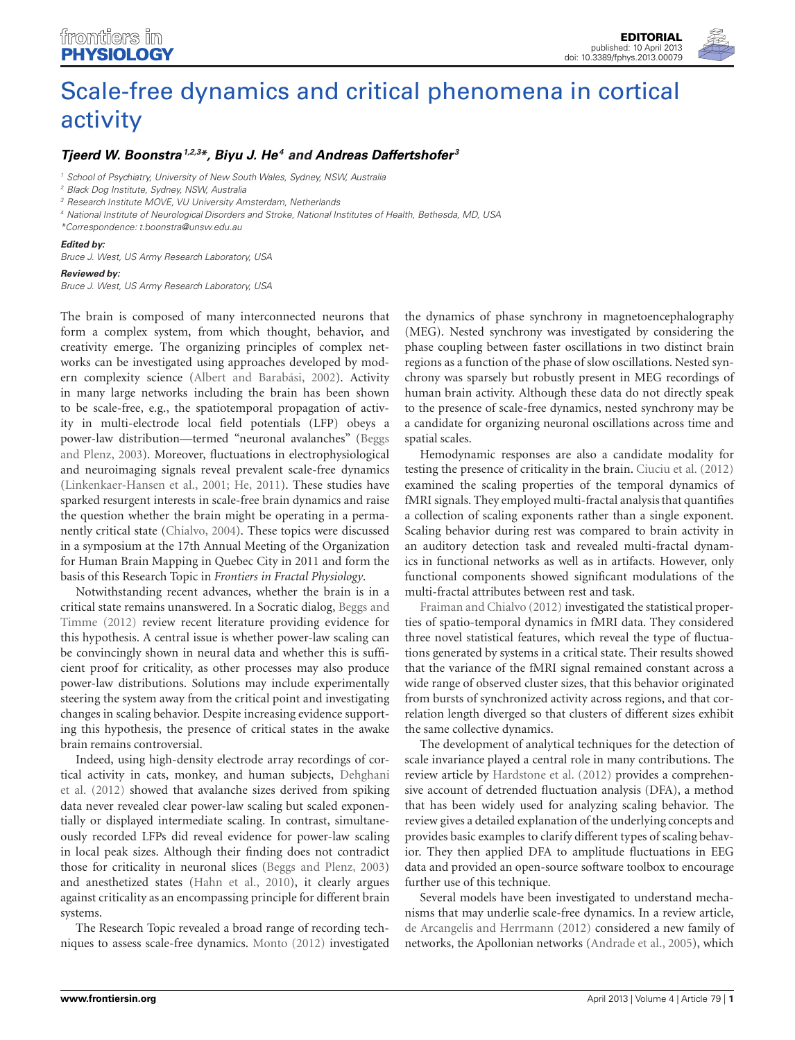EDITORIAL
published: 10 April 2013
doi: 10.3389/fphys.2013.00079

# Scale-free dynamics and critical phenomena in cortical activity

***Tjeerd W. Boonstra[1,2,3]\*, Biyu J. He[4] and Andreas Daffertshofer[3]***

[1] School of Psychiatry, University of New South Wales, Sydney, NSW, Australia
[2] Black Dog Institute, Sydney, NSW, Australia
[3] Research Institute MOVE, VU University Amsterdam, Netherlands
[4] National Institute of Neurological Disorders and Stroke, National Institutes of Health, Bethesda, MD, USA
*Correspondence: t.boonstra@unsw.edu.au

***Edited by:***
*Bruce J. West, US Army Research Laboratory, USA*

***Reviewed by:***
*Bruce J. West, US Army Research Laboratory, USA*

The brain is composed of many interconnected neurons that form a complex system, from which thought, behavior, and creativity emerge. The organizing principles of complex networks can be investigated using approaches developed by modern complexity science (Albert and Barabási, 2002). Activity in many large networks including the brain has been shown to be scale-free, e.g., the spatiotemporal propagation of activity in multi-electrode local field potentials (LFP) obeys a power-law distribution—termed "neuronal avalanches" (Beggs and Plenz, 2003). Moreover, fluctuations in electrophysiological and neuroimaging signals reveal prevalent scale-free dynamics (Linkenkaer-Hansen et al., 2001; He, 2011). These studies have sparked resurgent interests in scale-free brain dynamics and raise the question whether the brain might be operating in a permanently critical state (Chialvo, 2004). These topics were discussed in a symposium at the 17th Annual Meeting of the Organization for Human Brain Mapping in Quebec City in 2011 and form the basis of this Research Topic in *Frontiers in Fractal Physiology*.

Notwithstanding recent advances, whether the brain is in a critical state remains unanswered. In a Socratic dialog, Beggs and Timme (2012) review recent literature providing evidence for this hypothesis. A central issue is whether power-law scaling can be convincingly shown in neural data and whether this is sufficient proof for criticality, as other processes may also produce power-law distributions. Solutions may include experimentally steering the system away from the critical point and investigating changes in scaling behavior. Despite increasing evidence supporting this hypothesis, the presence of critical states in the awake brain remains controversial.

Indeed, using high-density electrode array recordings of cortical activity in cats, monkey, and human subjects, Dehghani et al. (2012) showed that avalanche sizes derived from spiking data never revealed clear power-law scaling but scaled exponentially or displayed intermediate scaling. In contrast, simultaneously recorded LFPs did reveal evidence for power-law scaling in local peak sizes. Although their finding does not contradict those for criticality in neuronal slices (Beggs and Plenz, 2003) and anesthetized states (Hahn et al., 2010), it clearly argues against criticality as an encompassing principle for different brain systems.

The Research Topic revealed a broad range of recording techniques to assess scale-free dynamics. Monto (2012) investigated the dynamics of phase synchrony in magnetoencephalography (MEG). Nested synchrony was investigated by considering the phase coupling between faster oscillations in two distinct brain regions as a function of the phase of slow oscillations. Nested synchrony was sparsely but robustly present in MEG recordings of human brain activity. Although these data do not directly speak to the presence of scale-free dynamics, nested synchrony may be a candidate for organizing neuronal oscillations across time and spatial scales.

Hemodynamic responses are also a candidate modality for testing the presence of criticality in the brain. Ciuciu et al. (2012) examined the scaling properties of the temporal dynamics of fMRI signals. They employed multi-fractal analysis that quantifies a collection of scaling exponents rather than a single exponent. Scaling behavior during rest was compared to brain activity in an auditory detection task and revealed multi-fractal dynamics in functional networks as well as in artifacts. However, only functional components showed significant modulations of the multi-fractal attributes between rest and task.

Fraiman and Chialvo (2012) investigated the statistical properties of spatio-temporal dynamics in fMRI data. They considered three novel statistical features, which reveal the type of fluctuations generated by systems in a critical state. Their results showed that the variance of the fMRI signal remained constant across a wide range of observed cluster sizes, that this behavior originated from bursts of synchronized activity across regions, and that correlation length diverged so that clusters of different sizes exhibit the same collective dynamics.

The development of analytical techniques for the detection of scale invariance played a central role in many contributions. The review article by Hardstone et al. (2012) provides a comprehensive account of detrended fluctuation analysis (DFA), a method that has been widely used for analyzing scaling behavior. The review gives a detailed explanation of the underlying concepts and provides basic examples to clarify different types of scaling behavior. They then applied DFA to amplitude fluctuations in EEG data and provided an open-source software toolbox to encourage further use of this technique.

Several models have been investigated to understand mechanisms that may underlie scale-free dynamics. In a review article, de Arcangelis and Herrmann (2012) considered a new family of networks, the Apollonian networks (Andrade et al., 2005), which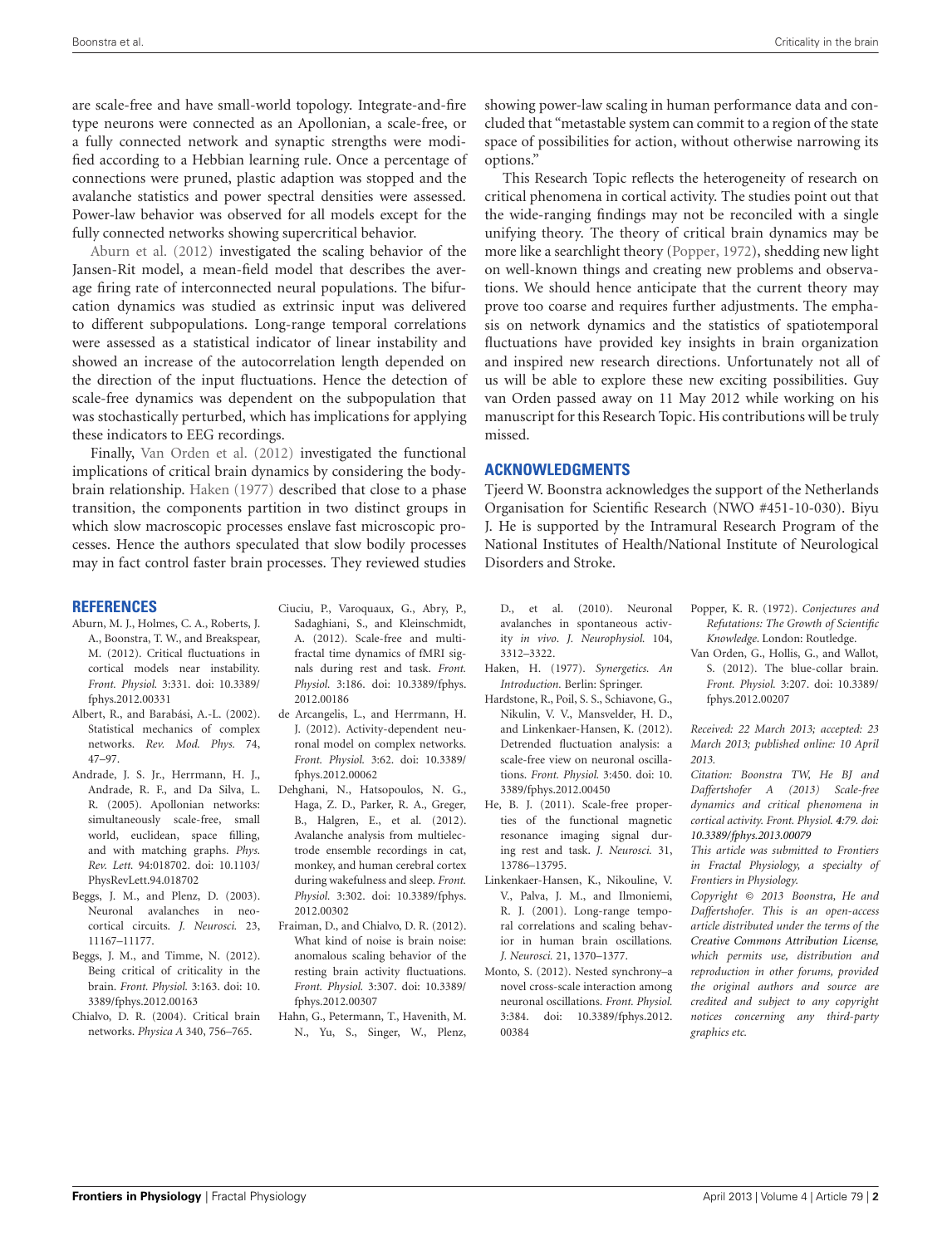are scale-free and have small-world topology. Integrate-and-fire type neurons were connected as an Apollonian, a scale-free, or a fully connected network and synaptic strengths were modified according to a Hebbian learning rule. Once a percentage of connections were pruned, plastic adaption was stopped and the avalanche statistics and power spectral densities were assessed. Power-law behavior was observed for all models except for the fully connected networks showing supercritical behavior.

Aburn et al. (2012) investigated the scaling behavior of the Jansen-Rit model, a mean-field model that describes the average firing rate of interconnected neural populations. The bifurcation dynamics was studied as extrinsic input was delivered to different subpopulations. Long-range temporal correlations were assessed as a statistical indicator of linear instability and showed an increase of the autocorrelation length depended on the direction of the input fluctuations. Hence the detection of scale-free dynamics was dependent on the subpopulation that was stochastically perturbed, which has implications for applying these indicators to EEG recordings.

Finally, Van Orden et al. (2012) investigated the functional implications of critical brain dynamics by considering the body-brain relationship. Haken (1977) described that close to a phase transition, the components partition in two distinct groups in which slow macroscopic processes enslave fast microscopic processes. Hence the authors speculated that slow bodily processes may in fact control faster brain processes. They reviewed studies showing power-law scaling in human performance data and concluded that "metastable system can commit to a region of the state space of possibilities for action, without otherwise narrowing its options."

This Research Topic reflects the heterogeneity of research on critical phenomena in cortical activity. The studies point out that the wide-ranging findings may not be reconciled with a single unifying theory. The theory of critical brain dynamics may be more like a searchlight theory (Popper, 1972), shedding new light on well-known things and creating new problems and observations. We should hence anticipate that the current theory may prove too coarse and requires further adjustments. The emphasis on network dynamics and the statistics of spatiotemporal fluctuations have provided key insights in brain organization and inspired new research directions. Unfortunately not all of us will be able to explore these new exciting possibilities. Guy van Orden passed away on 11 May 2012 while working on his manuscript for this Research Topic. His contributions will be truly missed.

## ACKNOWLEDGMENTS

Tjeerd W. Boonstra acknowledges the support of the Netherlands Organisation for Scientific Research (NWO #451-10-030). Biyu J. He is supported by the Intramural Research Program of the National Institutes of Health/National Institute of Neurological Disorders and Stroke.

## REFERENCES

Aburn, M. J., Holmes, C. A., Roberts, J. A., Boonstra, T. W., and Breakspear, M. (2012). Critical fluctuations in cortical models near instability. *Front. Physiol.* 3:331. doi: 10.3389/fphys.2012.00331

Albert, R., and Barabási, A.-L. (2002). Statistical mechanics of complex networks. *Rev. Mod. Phys.* 74, 47–97.

Andrade, J. S. Jr., Herrmann, H. J., Andrade, R. F., and Da Silva, L. R. (2005). Apollonian networks: simultaneously scale-free, small world, euclidean, space filling, and with matching graphs. *Phys. Rev. Lett.* 94:018702. doi: 10.1103/PhysRevLett.94.018702

Beggs, J. M., and Plenz, D. (2003). Neuronal avalanches in neocortical circuits. *J. Neurosci.* 23, 11167–11177.

Beggs, J. M., and Timme, N. (2012). Being critical of criticality in the brain. *Front. Physiol.* 3:163. doi: 10.3389/fphys.2012.00163

Chialvo, D. R. (2004). Critical brain networks. *Physica A* 340, 756–765.

Ciuciu, P., Varoquaux, G., Abry, P., Sadaghiani, S., and Kleinschmidt, A. (2012). Scale-free and multifractal time dynamics of fMRI signals during rest and task. *Front. Physiol.* 3:186. doi: 10.3389/fphys.2012.00186

de Arcangelis, L., and Herrmann, H. J. (2012). Activity-dependent neuronal model on complex networks. *Front. Physiol.* 3:62. doi: 10.3389/fphys.2012.00062

Dehghani, N., Hatsopoulos, N. G., Haga, Z. D., Parker, R. A., Greger, B., Halgren, E., et al. (2012). Avalanche analysis from multielectrode ensemble recordings in cat, monkey, and human cerebral cortex during wakefulness and sleep. *Front. Physiol.* 3:302. doi: 10.3389/fphys.2012.00302

Fraiman, D., and Chialvo, D. R. (2012). What kind of noise is brain noise: anomalous scaling behavior of the resting brain activity fluctuations. *Front. Physiol.* 3:307. doi: 10.3389/fphys.2012.00307

Hahn, G., Petermann, T., Havenith, M. N., Yu, S., Singer, W., Plenz, D., et al. (2010). Neuronal avalanches in spontaneous activity *in vivo*. *J. Neurophysiol.* 104, 3312–3322.

Haken, H. (1977). *Synergetics. An Introduction*. Berlin: Springer.

Hardstone, R., Poil, S. S., Schiavone, G., Nikulin, V. V., Mansvelder, H. D., and Linkenkaer-Hansen, K. (2012). Detrended fluctuation analysis: a scale-free view on neuronal oscillations. *Front. Physiol.* 3:450. doi: 10.3389/fphys.2012.00450

He, B. J. (2011). Scale-free properties of the functional magnetic resonance imaging signal during rest and task. *J. Neurosci.* 31, 13786–13795.

Linkenkaer-Hansen, K., Nikouline, V. V., Palva, J. M., and Ilmoniemi, R. J. (2001). Long-range temporal correlations and scaling behavior in human brain oscillations. *J. Neurosci.* 21, 1370–1377.

Monto, S. (2012). Nested synchrony–a novel cross-scale interaction among neuronal oscillations. *Front. Physiol.* 3:384. doi: 10.3389/fphys.2012.00384

Popper, K. R. (1972). *Conjectures and Refutations: The Growth of Scientific Knowledge*. London: Routledge.

Van Orden, G., Hollis, G., and Wallot, S. (2012). The blue-collar brain. *Front. Physiol.* 3:207. doi: 10.3389/fphys.2012.00207

*Received: 22 March 2013; accepted: 23 March 2013; published online: 10 April 2013.*

*Citation: Boonstra TW, He BJ and Daffertshofer A (2013) Scale-free dynamics and critical phenomena in cortical activity. Front. Physiol.* ***4****:79. doi:* ***10.3389/fphys.2013.00079***

*This article was submitted to Frontiers in Fractal Physiology, a specialty of Frontiers in Physiology.*

*Copyright © 2013 Boonstra, He and Daffertshofer. This is an open-access article distributed under the terms of the Creative Commons Attribution License, which permits use, distribution and reproduction in other forums, provided the original authors and source are credited and subject to any copyright notices concerning any third-party graphics etc.*